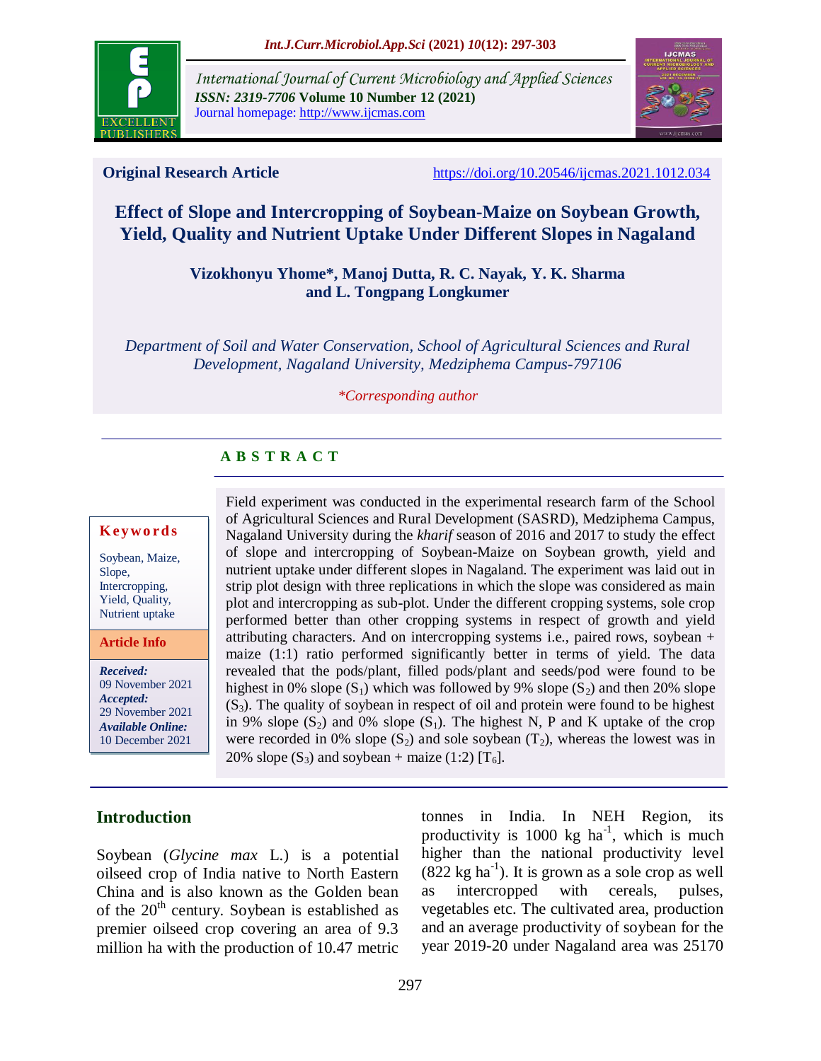International Journal of Current Microbiology and Applied Sciences
*ISSN: 2319-7706* **Volume 10 Number 12 (2021)**
Journal homepage: http://www.ijcmas.com

**Original Research Article** https://doi.org/10.20546/ijcmas.2021.1012.034

# Effect of Slope and Intercropping of Soybean-Maize on Soybean Growth, Yield, Quality and Nutrient Uptake Under Different Slopes in Nagaland

**Vizokhonyu Yhome*, Manoj Dutta, R. C. Nayak, Y. K. Sharma and L. Tongpang Longkumer**

*Department of Soil and Water Conservation, School of Agricultural Sciences and Rural Development, Nagaland University, Medziphema Campus-797106*

**Corresponding author*

## A B S T R A C T

**Keywords**

Soybean, Maize, Slope, Intercropping, Yield, Quality, Nutrient uptake

**Article Info**

***Received:*** 09 November 2021
***Accepted:*** 29 November 2021
***Available Online:*** 10 December 2021

Field experiment was conducted in the experimental research farm of the School of Agricultural Sciences and Rural Development (SASRD), Medziphema Campus, Nagaland University during the *kharif* season of 2016 and 2017 to study the effect of slope and intercropping of Soybean-Maize on Soybean growth, yield and nutrient uptake under different slopes in Nagaland. The experiment was laid out in strip plot design with three replications in which the slope was considered as main plot and intercropping as sub-plot. Under the different cropping systems, sole crop performed better than other cropping systems in respect of growth and yield attributing characters. And on intercropping systems i.e., paired rows, soybean + maize (1:1) ratio performed significantly better in terms of yield. The data revealed that the pods/plant, filled pods/plant and seeds/pod were found to be highest in 0% slope ($S_1$) which was followed by 9% slope ($S_2$) and then 20% slope ($S_3$). The quality of soybean in respect of oil and protein were found to be highest in 9% slope ($S_2$) and 0% slope ($S_1$). The highest N, P and K uptake of the crop were recorded in 0% slope ($S_2$) and sole soybean ($T_2$), whereas the lowest was in 20% slope ($S_3$) and soybean + maize (1:2) [$T_6$].

## Introduction

Soybean (*Glycine max* L.) is a potential oilseed crop of India native to North Eastern China and is also known as the Golden bean of the 20th century. Soybean is established as premier oilseed crop covering an area of 9.3 million ha with the production of 10.47 metric tonnes in India. In NEH Region, its productivity is 1000 kg ha$^{-1}$, which is much higher than the national productivity level (822 kg ha$^{-1}$). It is grown as a sole crop as well as intercropped with cereals, pulses, vegetables etc. The cultivated area, production and an average productivity of soybean for the year 2019-20 under Nagaland area was 25170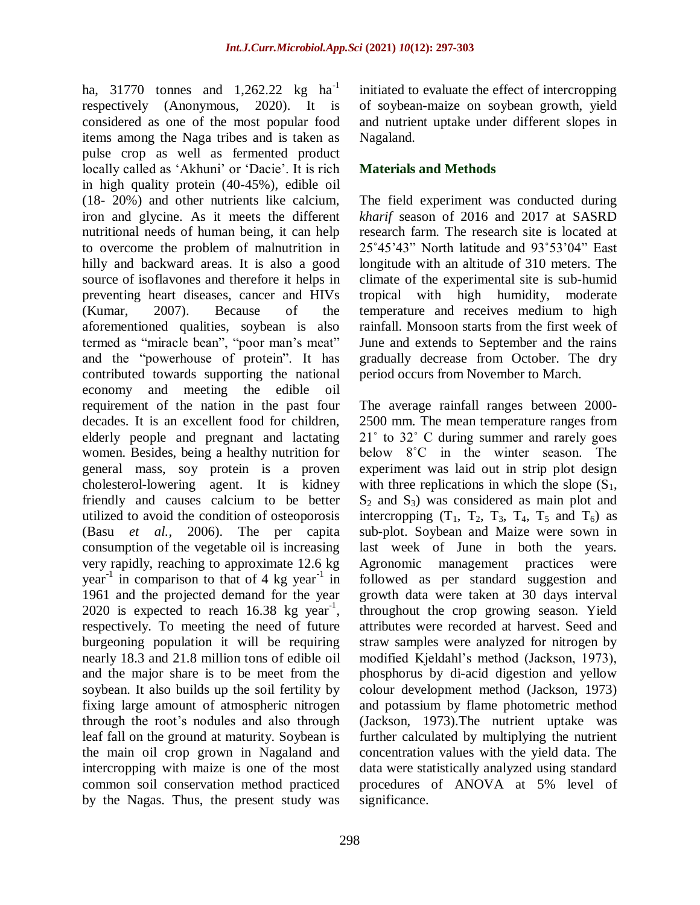ha, 31770 tonnes and 1,262.22 kg $ha^{-1}$ respectively (Anonymous, 2020). It is considered as one of the most popular food items among the Naga tribes and is taken as pulse crop as well as fermented product locally called as 'Akhuni' or 'Dacie'. It is rich in high quality protein (40-45%), edible oil (18- 20%) and other nutrients like calcium, iron and glycine. As it meets the different nutritional needs of human being, it can help to overcome the problem of malnutrition in hilly and backward areas. It is also a good source of isoflavones and therefore it helps in preventing heart diseases, cancer and HIVs (Kumar, 2007). Because of the aforementioned qualities, soybean is also termed as "miracle bean", "poor man's meat" and the "powerhouse of protein". It has contributed towards supporting the national economy and meeting the edible oil requirement of the nation in the past four decades. It is an excellent food for children, elderly people and pregnant and lactating women. Besides, being a healthy nutrition for general mass, soy protein is a proven cholesterol-lowering agent. It is kidney friendly and causes calcium to be better utilized to avoid the condition of osteoporosis (Basu *et al.,* 2006). The per capita consumption of the vegetable oil is increasing very rapidly, reaching to approximate 12.6 kg $year^{-1}$ in comparison to that of 4 kg $year^{-1}$ in 1961 and the projected demand for the year 2020 is expected to reach 16.38 kg $year^{-1}$, respectively. To meeting the need of future burgeoning population it will be requiring nearly 18.3 and 21.8 million tons of edible oil and the major share is to be meet from the soybean. It also builds up the soil fertility by fixing large amount of atmospheric nitrogen through the root's nodules and also through leaf fall on the ground at maturity. Soybean is the main oil crop grown in Nagaland and intercropping with maize is one of the most common soil conservation method practiced by the Nagas. Thus, the present study was initiated to evaluate the effect of intercropping of soybean-maize on soybean growth, yield and nutrient uptake under different slopes in Nagaland.

## Materials and Methods

The field experiment was conducted during *kharif* season of 2016 and 2017 at SASRD research farm. The research site is located at 25˚45'43" North latitude and 93˚53'04" East longitude with an altitude of 310 meters. The climate of the experimental site is sub-humid tropical with high humidity, moderate temperature and receives medium to high rainfall. Monsoon starts from the first week of June and extends to September and the rains gradually decrease from October. The dry period occurs from November to March.

The average rainfall ranges between 2000-2500 mm. The mean temperature ranges from 21˚ to 32˚ C during summer and rarely goes below 8˚C in the winter season. The experiment was laid out in strip plot design with three replications in which the slope ($S_1$, $S_2$ and $S_3$) was considered as main plot and intercropping ($T_1$, $T_2$, $T_3$, $T_4$, $T_5$ and $T_6$) as sub-plot. Soybean and Maize were sown in last week of June in both the years. Agronomic management practices were followed as per standard suggestion and growth data were taken at 30 days interval throughout the crop growing season. Yield attributes were recorded at harvest. Seed and straw samples were analyzed for nitrogen by modified Kjeldahl's method (Jackson, 1973), phosphorus by di-acid digestion and yellow colour development method (Jackson, 1973) and potassium by flame photometric method (Jackson, 1973).The nutrient uptake was further calculated by multiplying the nutrient concentration values with the yield data. The data were statistically analyzed using standard procedures of ANOVA at 5% level of significance.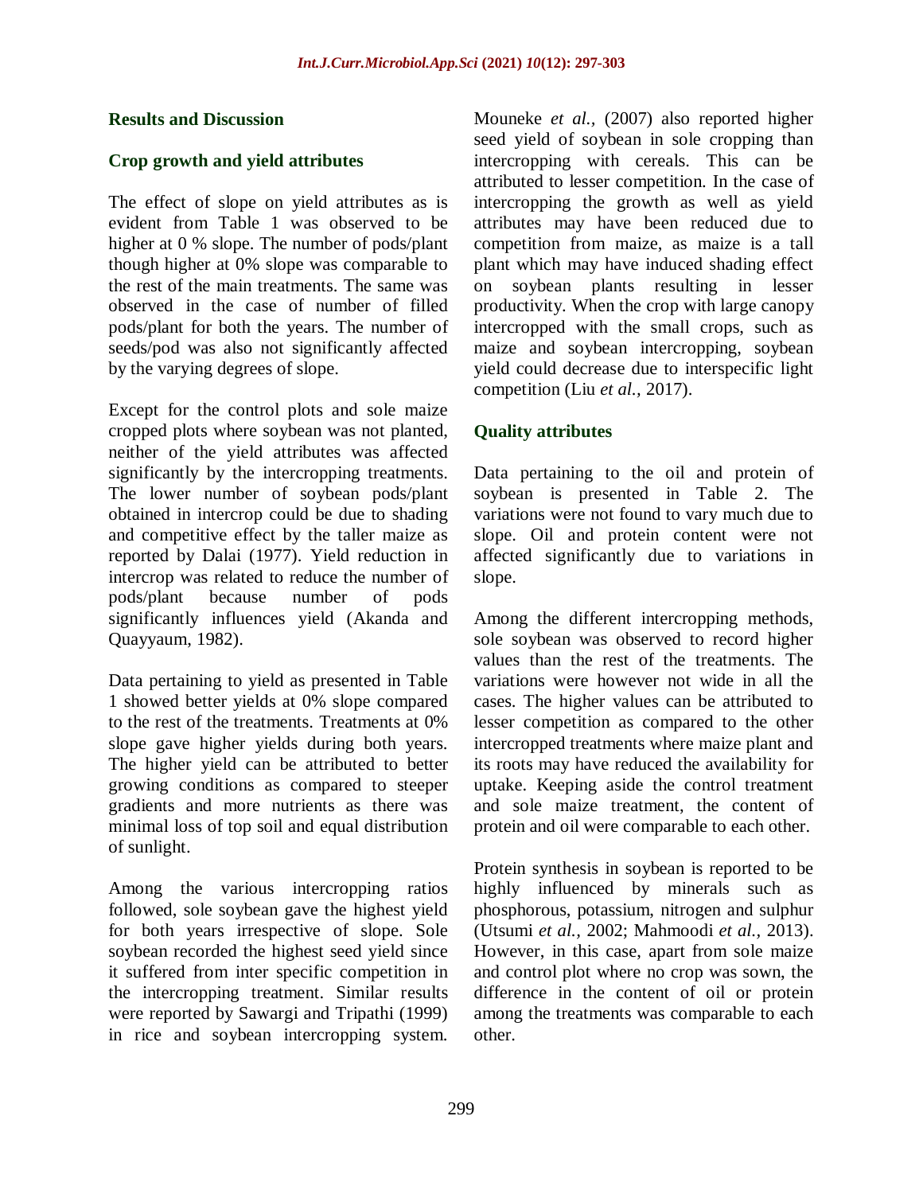## Results and Discussion

### Crop growth and yield attributes

The effect of slope on yield attributes as is evident from Table 1 was observed to be higher at 0 % slope. The number of pods/plant though higher at 0% slope was comparable to the rest of the main treatments. The same was observed in the case of number of filled pods/plant for both the years. The number of seeds/pod was also not significantly affected by the varying degrees of slope.

Except for the control plots and sole maize cropped plots where soybean was not planted, neither of the yield attributes was affected significantly by the intercropping treatments. The lower number of soybean pods/plant obtained in intercrop could be due to shading and competitive effect by the taller maize as reported by Dalai (1977). Yield reduction in intercrop was related to reduce the number of pods/plant because number of pods significantly influences yield (Akanda and Quayyaum, 1982).

Data pertaining to yield as presented in Table 1 showed better yields at 0% slope compared to the rest of the treatments. Treatments at 0% slope gave higher yields during both years. The higher yield can be attributed to better growing conditions as compared to steeper gradients and more nutrients as there was minimal loss of top soil and equal distribution of sunlight.

Among the various intercropping ratios followed, sole soybean gave the highest yield for both years irrespective of slope. Sole soybean recorded the highest seed yield since it suffered from inter specific competition in the intercropping treatment. Similar results were reported by Sawargi and Tripathi (1999) in rice and soybean intercropping system. Mouneke *et al.,* (2007) also reported higher seed yield of soybean in sole cropping than intercropping with cereals. This can be attributed to lesser competition. In the case of intercropping the growth as well as yield attributes may have been reduced due to competition from maize, as maize is a tall plant which may have induced shading effect on soybean plants resulting in lesser productivity. When the crop with large canopy intercropped with the small crops, such as maize and soybean intercropping, soybean yield could decrease due to interspecific light competition (Liu *et al.,* 2017).

### Quality attributes

Data pertaining to the oil and protein of soybean is presented in Table 2. The variations were not found to vary much due to slope. Oil and protein content were not affected significantly due to variations in slope.

Among the different intercropping methods, sole soybean was observed to record higher values than the rest of the treatments. The variations were however not wide in all the cases. The higher values can be attributed to lesser competition as compared to the other intercropped treatments where maize plant and its roots may have reduced the availability for uptake. Keeping aside the control treatment and sole maize treatment, the content of protein and oil were comparable to each other.

Protein synthesis in soybean is reported to be highly influenced by minerals such as phosphorous, potassium, nitrogen and sulphur (Utsumi *et al.,* 2002; Mahmoodi *et al.,* 2013). However, in this case, apart from sole maize and control plot where no crop was sown, the difference in the content of oil or protein among the treatments was comparable to each other.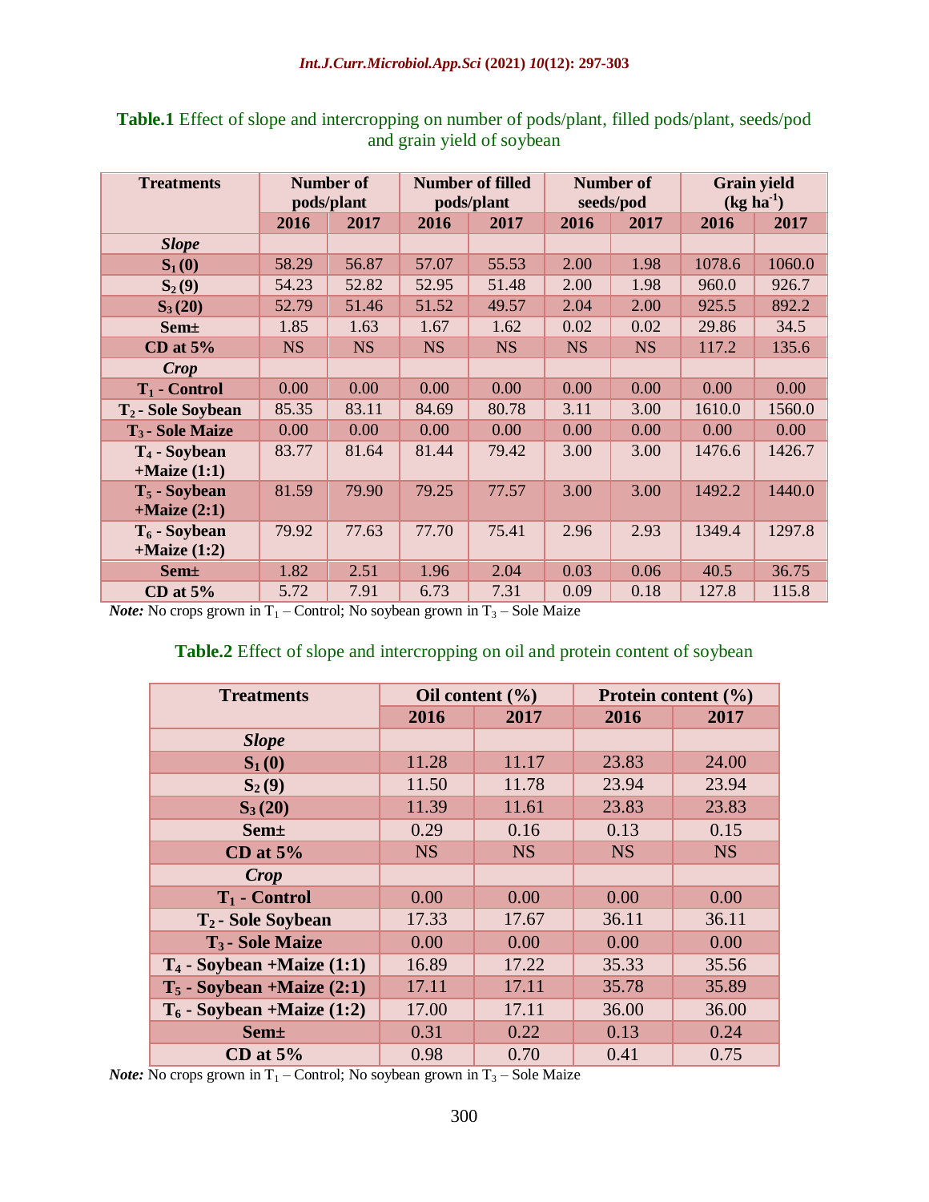**Table.1** Effect of slope and intercropping on number of pods/plant, filled pods/plant, seeds/pod and grain yield of soybean

| Treatments | Number of pods/plant | | Number of filled pods/plant | | Number of seeds/pod | | Grain yield (kg ha$^{-1}$) | |
|---|---|---|---|---|---|---|---|---|
| | 2016 | 2017 | 2016 | 2017 | 2016 | 2017 | 2016 | 2017 |
| ***Slope*** | | | | | | | | |
| **$S_1$ (0)** | 58.29 | 56.87 | 57.07 | 55.53 | 2.00 | 1.98 | 1078.6 | 1060.0 |
| **$S_2$ (9)** | 54.23 | 52.82 | 52.95 | 51.48 | 2.00 | 1.98 | 960.0 | 926.7 |
| **$S_3$ (20)** | 52.79 | 51.46 | 51.52 | 49.57 | 2.04 | 2.00 | 925.5 | 892.2 |
| **Sem±** | 1.85 | 1.63 | 1.67 | 1.62 | 0.02 | 0.02 | 29.86 | 34.5 |
| **CD at 5%** | NS | NS | NS | NS | NS | NS | 117.2 | 135.6 |
| ***Crop*** | | | | | | | | |
| **$T_1$ - Control** | 0.00 | 0.00 | 0.00 | 0.00 | 0.00 | 0.00 | 0.00 | 0.00 |
| **$T_2$ - Sole Soybean** | 85.35 | 83.11 | 84.69 | 80.78 | 3.11 | 3.00 | 1610.0 | 1560.0 |
| **$T_3$ - Sole Maize** | 0.00 | 0.00 | 0.00 | 0.00 | 0.00 | 0.00 | 0.00 | 0.00 |
| **$T_4$ - Soybean +Maize (1:1)** | 83.77 | 81.64 | 81.44 | 79.42 | 3.00 | 3.00 | 1476.6 | 1426.7 |
| **$T_5$ - Soybean +Maize (2:1)** | 81.59 | 79.90 | 79.25 | 77.57 | 3.00 | 3.00 | 1492.2 | 1440.0 |
| **$T_6$ - Soybean +Maize (1:2)** | 79.92 | 77.63 | 77.70 | 75.41 | 2.96 | 2.93 | 1349.4 | 1297.8 |
| **Sem±** | 1.82 | 2.51 | 1.96 | 2.04 | 0.03 | 0.06 | 40.5 | 36.75 |
| **CD at 5%** | 5.72 | 7.91 | 6.73 | 7.31 | 0.09 | 0.18 | 127.8 | 115.8 |

***Note:*** No crops grown in $T_1$ – Control; No soybean grown in $T_3$ – Sole Maize

**Table.2** Effect of slope and intercropping on oil and protein content of soybean

| Treatments | Oil content (%) | | Protein content (%) | |
|---|---|---|---|---|
| | 2016 | 2017 | 2016 | 2017 |
| ***Slope*** | | | | |
| **$S_1$ (0)** | 11.28 | 11.17 | 23.83 | 24.00 |
| **$S_2$ (9)** | 11.50 | 11.78 | 23.94 | 23.94 |
| **$S_3$ (20)** | 11.39 | 11.61 | 23.83 | 23.83 |
| **Sem±** | 0.29 | 0.16 | 0.13 | 0.15 |
| **CD at 5%** | NS | NS | NS | NS |
| ***Crop*** | | | | |
| **$T_1$ - Control** | 0.00 | 0.00 | 0.00 | 0.00 |
| **$T_2$ - Sole Soybean** | 17.33 | 17.67 | 36.11 | 36.11 |
| **$T_3$ - Sole Maize** | 0.00 | 0.00 | 0.00 | 0.00 |
| **$T_4$ - Soybean +Maize (1:1)** | 16.89 | 17.22 | 35.33 | 35.56 |
| **$T_5$ - Soybean +Maize (2:1)** | 17.11 | 17.11 | 35.78 | 35.89 |
| **$T_6$ - Soybean +Maize (1:2)** | 17.00 | 17.11 | 36.00 | 36.00 |
| **Sem±** | 0.31 | 0.22 | 0.13 | 0.24 |
| **CD at 5%** | 0.98 | 0.70 | 0.41 | 0.75 |

***Note:*** No crops grown in $T_1$ – Control; No soybean grown in $T_3$ – Sole Maize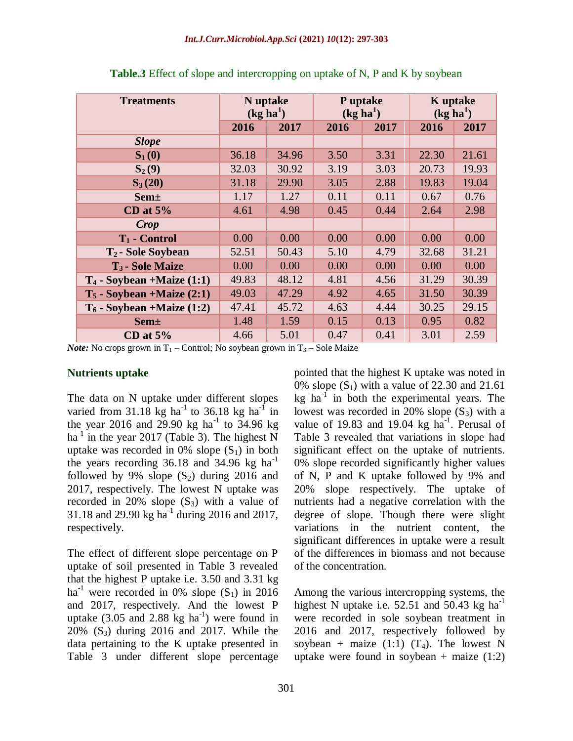**Table.3** Effect of slope and intercropping on uptake of N, P and K by soybean

| Treatments | N uptake ($kg\ ha^{1}$) | | P uptake ($kg\ ha^{1}$) | | K uptake ($kg\ ha^{1}$) | |
|---|---|---|---|---|---|---|
| | **2016** | **2017** | **2016** | **2017** | **2016** | **2017** |
| ***Slope*** | | | | | | |
| $S_1$ (0) | 36.18 | 34.96 | 3.50 | 3.31 | 22.30 | 21.61 |
| $S_2$ (9) | 32.03 | 30.92 | 3.19 | 3.03 | 20.73 | 19.93 |
| $S_3$ (20) | 31.18 | 29.90 | 3.05 | 2.88 | 19.83 | 19.04 |
| **Sem±** | 1.17 | 1.27 | 0.11 | 0.11 | 0.67 | 0.76 |
| **CD at 5%** | 4.61 | 4.98 | 0.45 | 0.44 | 2.64 | 2.98 |
| ***Crop*** | | | | | | |
| $T_1$ - Control | 0.00 | 0.00 | 0.00 | 0.00 | 0.00 | 0.00 |
| $T_2$ - Sole Soybean | 52.51 | 50.43 | 5.10 | 4.79 | 32.68 | 31.21 |
| $T_3$ - Sole Maize | 0.00 | 0.00 | 0.00 | 0.00 | 0.00 | 0.00 |
| $T_4$ - Soybean +Maize (1:1) | 49.83 | 48.12 | 4.81 | 4.56 | 31.29 | 30.39 |
| $T_5$ - Soybean +Maize (2:1) | 49.03 | 47.29 | 4.92 | 4.65 | 31.50 | 30.39 |
| $T_6$ - Soybean +Maize (1:2) | 47.41 | 45.72 | 4.63 | 4.44 | 30.25 | 29.15 |
| **Sem±** | 1.48 | 1.59 | 0.15 | 0.13 | 0.95 | 0.82 |
| **CD at 5%** | 4.66 | 5.01 | 0.47 | 0.41 | 3.01 | 2.59 |

***Note:*** No crops grown in $T_1$ – Control; No soybean grown in $T_3$ – Sole Maize

### Nutrients uptake

The data on N uptake under different slopes varied from 31.18 kg $ha^{-1}$ to 36.18 kg $ha^{-1}$ in the year 2016 and 29.90 kg $ha^{-1}$ to 34.96 kg $ha^{-1}$ in the year 2017 (Table 3). The highest N uptake was recorded in 0% slope ($S_1$) in both the years recording 36.18 and 34.96 kg $ha^{-1}$ followed by 9% slope ($S_2$) during 2016 and 2017, respectively. The lowest N uptake was recorded in 20% slope ($S_3$) with a value of 31.18 and 29.90 kg $ha^{-1}$ during 2016 and 2017, respectively.

The effect of different slope percentage on P uptake of soil presented in Table 3 revealed that the highest P uptake i.e. 3.50 and 3.31 kg $ha^{-1}$ were recorded in 0% slope ($S_1$) in 2016 and 2017, respectively. And the lowest P uptake (3.05 and 2.88 kg $ha^{-1}$) were found in 20% ($S_3$) during 2016 and 2017. While the data pertaining to the K uptake presented in Table 3 under different slope percentage pointed that the highest K uptake was noted in 0% slope ($S_1$) with a value of 22.30 and 21.61 kg $ha^{-1}$ in both the experimental years. The lowest was recorded in 20% slope ($S_3$) with a value of 19.83 and 19.04 kg $ha^{-1}$. Perusal of Table 3 revealed that variations in slope had significant effect on the uptake of nutrients. 0% slope recorded significantly higher values of N, P and K uptake followed by 9% and 20% slope respectively. The uptake of nutrients had a negative correlation with the degree of slope. Though there were slight variations in the nutrient content, the significant differences in uptake were a result of the differences in biomass and not because of the concentration.

Among the various intercropping systems, the highest N uptake i.e. 52.51 and 50.43 kg $ha^{-1}$ were recorded in sole soybean treatment in 2016 and 2017, respectively followed by soybean + maize (1:1) ($T_4$). The lowest N uptake were found in soybean + maize (1:2)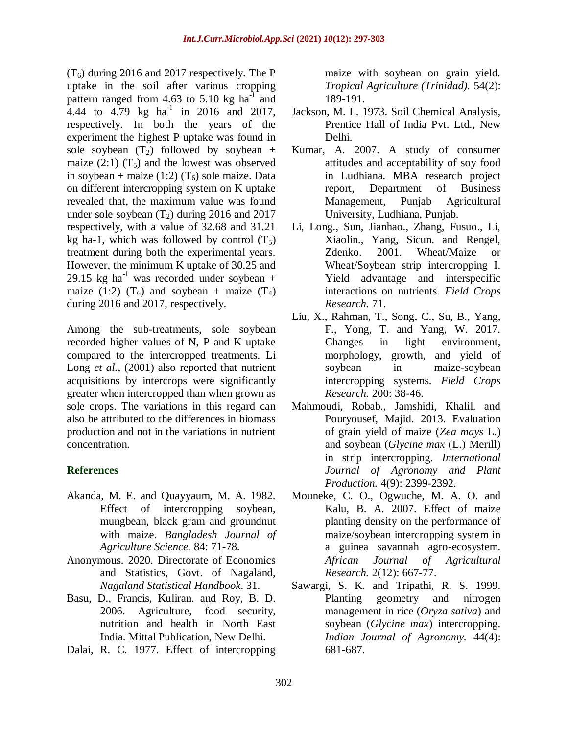($T_6$) during 2016 and 2017 respectively. The P uptake in the soil after various cropping pattern ranged from 4.63 to 5.10 kg ha$^{-1}$ and 4.44 to 4.79 kg ha$^{-1}$ in 2016 and 2017, respectively. In both the years of the experiment the highest P uptake was found in sole soybean ($T_2$) followed by soybean + maize (2:1) ($T_5$) and the lowest was observed in soybean + maize (1:2) ($T_6$) sole maize. Data on different intercropping system on K uptake revealed that, the maximum value was found under sole soybean ($T_2$) during 2016 and 2017 respectively, with a value of 32.68 and 31.21 kg ha-1, which was followed by control ($T_5$) treatment during both the experimental years. However, the minimum K uptake of 30.25 and 29.15 kg ha$^{-1}$ was recorded under soybean + maize (1:2) ($T_6$) and soybean + maize ($T_4$) during 2016 and 2017, respectively.

Among the sub-treatments, sole soybean recorded higher values of N, P and K uptake compared to the intercropped treatments. Li Long *et al.,* (2001) also reported that nutrient acquisitions by intercrops were significantly greater when intercropped than when grown as sole crops. The variations in this regard can also be attributed to the differences in biomass production and not in the variations in nutrient concentration.

## References

Akanda, M. E. and Quayyaum, M. A. 1982. Effect of intercropping soybean, mungbean, black gram and groundnut with maize. *Bangladesh Journal of Agriculture Science.* 84: 71-78.

Anonymous. 2020. Directorate of Economics and Statistics, Govt. of Nagaland, *Nagaland Statistical Handbook*. 31.

Basu, D., Francis, Kuliran. and Roy, B. D. 2006. Agriculture, food security, nutrition and health in North East India. Mittal Publication, New Delhi.

Dalai, R. C. 1977. Effect of intercropping maize with soybean on grain yield. *Tropical Agriculture (Trinidad)*. 54(2): 189-191.

Jackson, M. L. 1973. Soil Chemical Analysis, Prentice Hall of India Pvt. Ltd., New Delhi.

Kumar, A. 2007. A study of consumer attitudes and acceptability of soy food in Ludhiana. MBA research project report, Department of Business Management, Punjab Agricultural University, Ludhiana, Punjab.

Li, Long., Sun, Jianhao., Zhang, Fusuo., Li, Xiaolin., Yang, Sicun. and Rengel, Zdenko. 2001. Wheat/Maize or Wheat/Soybean strip intercropping I. Yield advantage and interspecific interactions on nutrients. *Field Crops Research.* 71.

Liu, X., Rahman, T., Song, C., Su, B., Yang, F., Yong, T. and Yang, W. 2017. Changes in light environment, morphology, growth, and yield of soybean in maize-soybean intercropping systems. *Field Crops Research.* 200: 38-46.

Mahmoudi, Robab., Jamshidi, Khalil. and Pouryousef, Majid. 2013. Evaluation of grain yield of maize (*Zea mays* L.) and soybean (*Glycine max* (L.) Merill) in strip intercropping. *International Journal of Agronomy and Plant Production.* 4(9): 2399-2392.

Mouneke, C. O., Ogwuche, M. A. O. and Kalu, B. A. 2007. Effect of maize planting density on the performance of maize/soybean intercropping system in a guinea savannah agro-ecosystem. *African Journal of Agricultural Research.* 2(12): 667-77.

Sawargi, S. K. and Tripathi, R. S. 1999. Planting geometry and nitrogen management in rice (*Oryza sativa*) and soybean (*Glycine max*) intercropping. *Indian Journal of Agronomy.* 44(4): 681-687.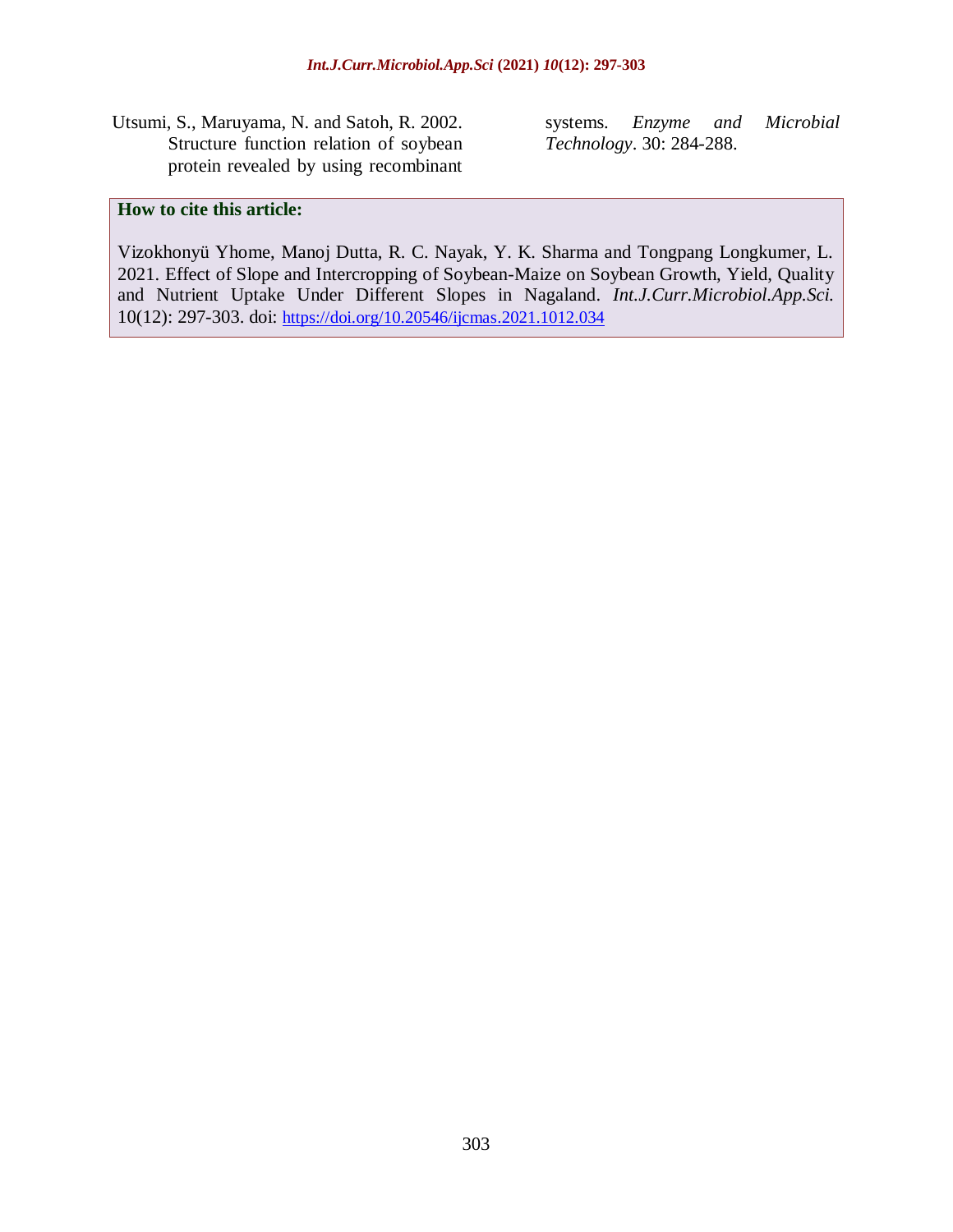Utsumi, S., Maruyama, N. and Satoh, R. 2002. Structure function relation of soybean protein revealed by using recombinant systems. *Enzyme and Microbial Technology*. 30: 284-288.

**How to cite this article:**

Vizokhonyü Yhome, Manoj Dutta, R. C. Nayak, Y. K. Sharma and Tongpang Longkumer, L. 2021. Effect of Slope and Intercropping of Soybean-Maize on Soybean Growth, Yield, Quality and Nutrient Uptake Under Different Slopes in Nagaland. *Int.J.Curr.Microbiol.App.Sci.* 10(12): 297-303. doi: https://doi.org/10.20546/ijcmas.2021.1012.034